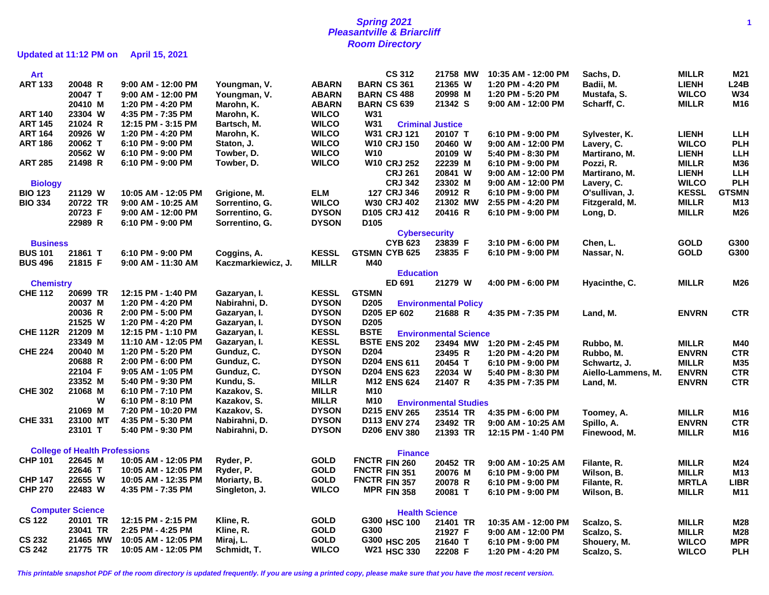# Spring 2021
## Pleasantville & Briarcliff
## Room Directory

**Updated at 11:12 PM on April 15, 2021**

### Art

| Course | CRN | Days | Time | Instructor | Building | Room |
|---|---|---|---|---|---|---|
| ART 133 | 20048 | R | 9:00 AM - 12:00 PM | Youngman, V. | ABARN | BARN |
| | 20047 | T | 9:00 AM - 12:00 PM | Youngman, V. | ABARN | BARN |
| | 20410 | M | 1:20 PM - 4:20 PM | Marohn, K. | ABARN | BARN |
| ART 140 | 23304 | W | 4:35 PM - 7:35 PM | Marohn, K. | WILCO | W31 |
| ART 145 | 21024 | R | 12:15 PM - 3:15 PM | Bartsch, M. | WILCO | W31 |
| ART 164 | 20926 | W | 1:20 PM - 4:20 PM | Marohn, K. | WILCO | W31 |
| ART 186 | 20062 | T | 6:10 PM - 9:00 PM | Staton, J. | WILCO | W10 |
| | 20562 | W | 6:10 PM - 9:00 PM | Towber, D. | WILCO | W10 |
| ART 285 | 21498 | R | 6:10 PM - 9:00 PM | Towber, D. | WILCO | W10 |

### Biology

| Course | CRN | Days | Time | Instructor | Building | Room |
|---|---|---|---|---|---|---|
| BIO 123 | 21129 | W | 10:05 AM - 12:05 PM | Grigione, M. | ELM | 127 |
| BIO 334 | 20722 | TR | 9:00 AM - 10:25 AM | Sorrentino, G. | WILCO | W30 |
| | 20723 | F | 9:00 AM - 12:00 PM | Sorrentino, G. | DYSON | D105 |
| | 22989 | R | 6:10 PM - 9:00 PM | Sorrentino, G. | DYSON | D105 |

### Business

| Course | CRN | Days | Time | Instructor | Building | Room |
|---|---|---|---|---|---|---|
| BUS 101 | 21861 | T | 6:10 PM - 9:00 PM | Coggins, A. | KESSL | GTSMN |
| BUS 496 | 21815 | F | 9:00 AM - 11:30 AM | Kaczmarkiewicz, J. | MILLR | M40 |

### Chemistry

| Course | CRN | Days | Time | Instructor | Building | Room |
|---|---|---|---|---|---|---|
| CHE 112 | 20699 | TR | 12:15 PM - 1:40 PM | Gazaryan, I. | KESSL | GTSMN |
| | 20037 | M | 1:20 PM - 4:20 PM | Nabirahni, D. | DYSON | D205 |
| | 20036 | R | 2:00 PM - 5:00 PM | Gazaryan, I. | DYSON | D205 |
| | 21525 | W | 1:20 PM - 4:20 PM | Gazaryan, I. | DYSON | D205 |
| CHE 112R | 21209 | M | 12:15 PM - 1:10 PM | Gazaryan, I. | KESSL | BSTE |
| | 23349 | M | 11:10 AM - 12:05 PM | Gazaryan, I. | KESSL | BSTE |
| CHE 224 | 20040 | M | 1:20 PM - 5:20 PM | Gunduz, C. | DYSON | D204 |
| | 20688 | R | 2:00 PM - 6:00 PM | Gunduz, C. | DYSON | D204 |
| | 22104 | F | 9:05 AM - 1:05 PM | Gunduz, C. | DYSON | D204 |
| | 23352 | M | 5:40 PM - 9:30 PM | Kundu, S. | MILLR | M12 |
| CHE 302 | 21068 | M | 6:10 PM - 7:10 PM | Kazakov, S. | MILLR | M10 |
| | | W | 6:10 PM - 8:10 PM | Kazakov, S. | MILLR | M10 |
| | 21069 | M | 7:20 PM - 10:20 PM | Kazakov, S. | DYSON | D215 |
| CHE 331 | 23100 | MT | 4:35 PM - 5:30 PM | Nabirahni, D. | DYSON | D113 |
| | 23101 | T | 5:40 PM - 9:30 PM | Nabirahni, D. | DYSON | D206 |

### College of Health Professions

| Course | CRN | Days | Time | Instructor | Building | Room |
|---|---|---|---|---|---|---|
| CHP 101 | 22645 | M | 10:05 AM - 12:05 PM | Ryder, P. | GOLD | FNCTR |
| | 22646 | T | 10:05 AM - 12:05 PM | Ryder, P. | GOLD | FNCTR |
| CHP 147 | 22655 | W | 10:05 AM - 12:35 PM | Moriarty, B. | GOLD | FNCTR |
| CHP 270 | 22483 | W | 4:35 PM - 7:35 PM | Singleton, J. | WILCO | MPR |

### Computer Science

| Course | CRN | Days | Time | Instructor | Building | Room |
|---|---|---|---|---|---|---|
| CS 122 | 20101 | TR | 12:15 PM - 2:15 PM | Kline, R. | GOLD | G300 |
| | 23041 | TR | 2:25 PM - 4:25 PM | Kline, R. | GOLD | G300 |
| CS 232 | 21465 | MW | 10:05 AM - 12:05 PM | Miraj, L. | GOLD | G300 |
| CS 242 | 21775 | TR | 10:05 AM - 12:05 PM | Schmidt, T. | WILCO | W21 |
| CS 312 | 21758 | MW | 10:35 AM - 12:00 PM | Sachs, D. | MILLR | M21 |
| CS 361 | 21365 | W | 1:20 PM - 4:20 PM | Badii, M. | LIENH | L24B |
| CS 488 | 20998 | M | 1:20 PM - 5:20 PM | Mustafa, S. | WILCO | W34 |
| CS 639 | 21342 | S | 9:00 AM - 12:00 PM | Scharff, C. | MILLR | M16 |

### Criminal Justice

| Course | CRN | Days | Time | Instructor | Building | Room |
|---|---|---|---|---|---|---|
| CRJ 121 | 20107 | T | 6:10 PM - 9:00 PM | Sylvester, K. | LIENH | LLH |
| CRJ 150 | 20460 | W | 9:00 AM - 12:00 PM | Lavery, C. | WILCO | PLH |
| | 20109 | W | 5:40 PM - 8:30 PM | Martirano, M. | LIENH | LLH |
| CRJ 252 | 22239 | M | 6:10 PM - 9:00 PM | Pozzi, R. | MILLR | M36 |
| CRJ 261 | 20841 | W | 9:00 AM - 12:00 PM | Martirano, M. | LIENH | LLH |
| CRJ 342 | 23302 | M | 9:00 AM - 12:00 PM | Lavery, C. | WILCO | PLH |
| CRJ 346 | 20912 | R | 6:10 PM - 9:00 PM | O'sullivan, J. | KESSL | GTSMN |
| CRJ 402 | 21302 | MW | 2:55 PM - 4:20 PM | Fitzgerald, M. | MILLR | M13 |
| CRJ 412 | 20416 | R | 6:10 PM - 9:00 PM | Long, D. | MILLR | M26 |

### Cybersecurity

| Course | CRN | Days | Time | Instructor | Building | Room |
|---|---|---|---|---|---|---|
| CYB 623 | 23839 | F | 3:10 PM - 6:00 PM | Chen, L. | GOLD | G300 |
| CYB 625 | 23835 | F | 6:10 PM - 9:00 PM | Nassar, N. | GOLD | G300 |

### Education

| Course | CRN | Days | Time | Instructor | Building | Room |
|---|---|---|---|---|---|---|
| ED 691 | 21279 | W | 4:00 PM - 6:00 PM | Hyacinthe, C. | MILLR | M26 |

### Environmental Policy

| Course | CRN | Days | Time | Instructor | Building | Room |
|---|---|---|---|---|---|---|
| EP 602 | 21688 | R | 4:35 PM - 7:35 PM | Land, M. | ENVRN | CTR |

### Environmental Science

| Course | CRN | Days | Time | Instructor | Building | Room |
|---|---|---|---|---|---|---|
| ENS 202 | 23494 | MW | 1:20 PM - 2:45 PM | Rubbo, M. | MILLR | M40 |
| | 23495 | R | 1:20 PM - 4:20 PM | Rubbo, M. | ENVRN | CTR |
| ENS 611 | 20454 | T | 6:10 PM - 9:00 PM | Schwartz, J. | MILLR | M35 |
| ENS 623 | 22034 | W | 5:40 PM - 8:30 PM | Aiello-Lammens, M. | ENVRN | CTR |
| ENS 624 | 21407 | R | 4:35 PM - 7:35 PM | Land, M. | ENVRN | CTR |

### Environmental Studies

| Course | CRN | Days | Time | Instructor | Building | Room |
|---|---|---|---|---|---|---|
| ENV 265 | 23514 | TR | 4:35 PM - 6:00 PM | Toomey, A. | MILLR | M16 |
| ENV 274 | 23492 | TR | 9:00 AM - 10:25 AM | Spillo, A. | ENVRN | CTR |
| ENV 380 | 21393 | TR | 12:15 PM - 1:40 PM | Finewood, M. | MILLR | M16 |

### Finance

| Course | CRN | Days | Time | Instructor | Building | Room |
|---|---|---|---|---|---|---|
| FIN 260 | 20452 | TR | 9:00 AM - 10:25 AM | Filante, R. | MILLR | M24 |
| FIN 351 | 20076 | M | 6:10 PM - 9:00 PM | Wilson, B. | MILLR | M13 |
| FIN 357 | 20078 | R | 6:10 PM - 9:00 PM | Filante, R. | MRTLA | LIBR |
| FIN 358 | 20081 | T | 6:10 PM - 9:00 PM | Wilson, B. | MILLR | M11 |

### Health Science

| Course | CRN | Days | Time | Instructor | Building | Room |
|---|---|---|---|---|---|---|
| HSC 100 | 21401 | TR | 10:35 AM - 12:00 PM | Scalzo, S. | MILLR | M28 |
| | 21927 | F | 9:00 AM - 12:00 PM | Scalzo, S. | MILLR | M28 |
| HSC 205 | 21640 | T | 6:10 PM - 9:00 PM | Shouery, M. | WILCO | MPR |
| HSC 330 | 22208 | F | 1:20 PM - 4:20 PM | Scalzo, S. | WILCO | PLH |

*This printable snapshot PDF of the room directory is updated frequently. If you are using a printed copy, please make sure that you have the most recent version.*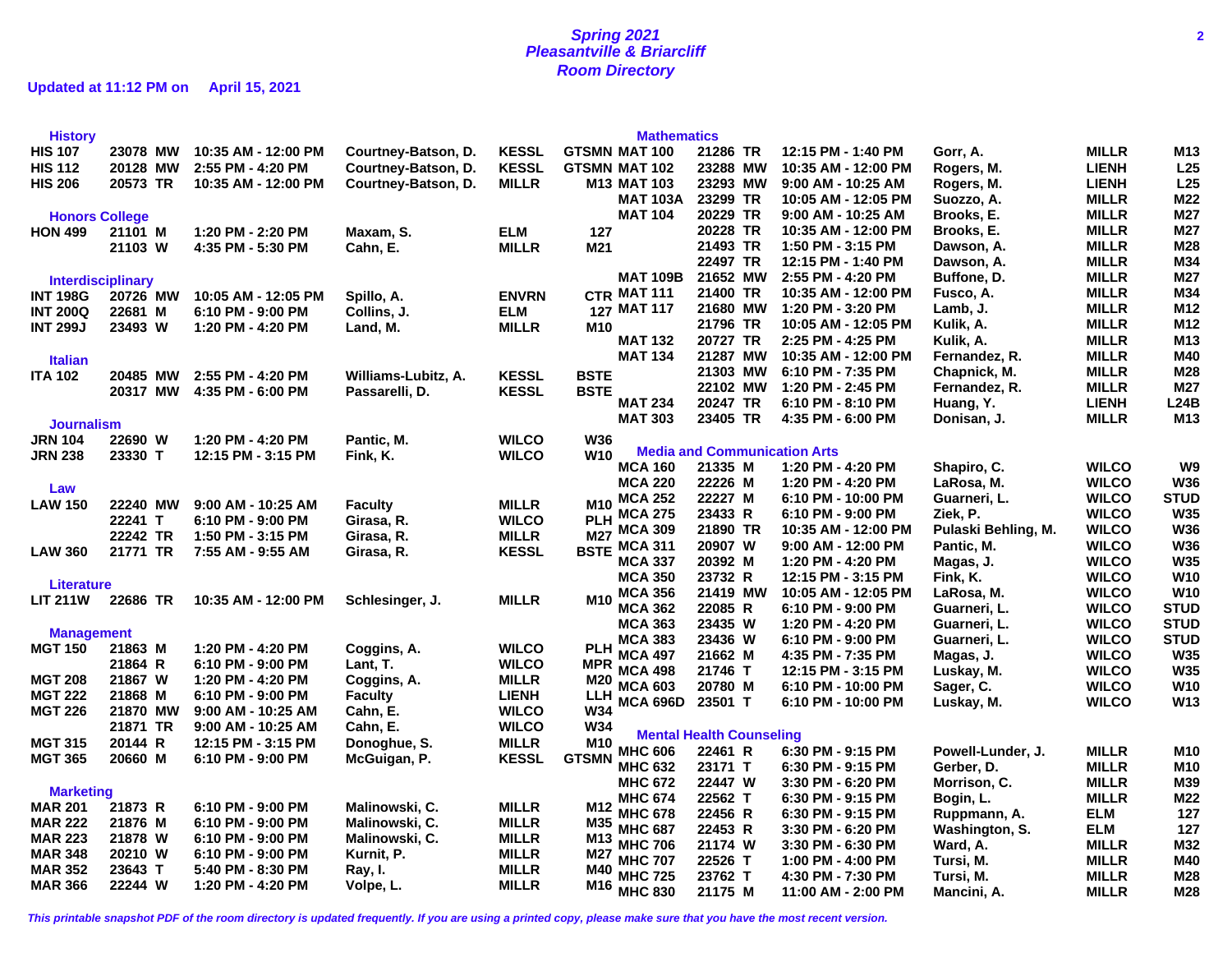# Spring 2021
## Pleasantville & Briarcliff
## Room Directory

**Updated at 11:12 PM on April 15, 2021**

### History

| Course | CRN | Days | Time | Instructor | Building | Room |
|---|---|---|---|---|---|---|
| HIS 107 | 23078 | MW | 10:35 AM - 12:00 PM | Courtney-Batson, D. | KESSL | GTSMN |
| HIS 112 | 20128 | MW | 2:55 PM - 4:20 PM | Courtney-Batson, D. | KESSL | GTSMN |
| HIS 206 | 20573 | TR | 10:35 AM - 12:00 PM | Courtney-Batson, D. | MILLR | M13 |

### Honors College

| Course | CRN | Days | Time | Instructor | Building | Room |
|---|---|---|---|---|---|---|
| HON 499 | 21101 | M | 1:20 PM - 2:20 PM | Maxam, S. | ELM | 127 |
| | 21103 | W | 4:35 PM - 5:30 PM | Cahn, E. | MILLR | M21 |

### Interdisciplinary

| Course | CRN | Days | Time | Instructor | Building | Room |
|---|---|---|---|---|---|---|
| INT 198G | 20726 | MW | 10:05 AM - 12:05 PM | Spillo, A. | ENVRN | CTR |
| INT 200Q | 22681 | M | 6:10 PM - 9:00 PM | Collins, J. | ELM | 127 |
| INT 299J | 23493 | W | 1:20 PM - 4:20 PM | Land, M. | MILLR | M10 |

### Italian

| Course | CRN | Days | Time | Instructor | Building | Room |
|---|---|---|---|---|---|---|
| ITA 102 | 20485 | MW | 2:55 PM - 4:20 PM | Williams-Lubitz, A. | KESSL | BSTE |
| | 20317 | MW | 4:35 PM - 6:00 PM | Passarelli, D. | KESSL | BSTE |

### Journalism

| Course | CRN | Days | Time | Instructor | Building | Room |
|---|---|---|---|---|---|---|
| JRN 104 | 22690 | W | 1:20 PM - 4:20 PM | Pantic, M. | WILCO | W36 |
| JRN 238 | 23330 | T | 12:15 PM - 3:15 PM | Fink, K. | WILCO | W10 |

### Law

| Course | CRN | Days | Time | Instructor | Building | Room |
|---|---|---|---|---|---|---|
| LAW 150 | 22240 | MW | 9:00 AM - 10:25 AM | Faculty | MILLR | M10 |
| | 22241 | T | 6:10 PM - 9:00 PM | Girasa, R. | WILCO | PLH |
| | 22242 | TR | 1:50 PM - 3:15 PM | Girasa, R. | MILLR | M27 |
| LAW 360 | 21771 | TR | 7:55 AM - 9:55 AM | Girasa, R. | KESSL | BSTE |

### Literature

| Course | CRN | Days | Time | Instructor | Building | Room |
|---|---|---|---|---|---|---|
| LIT 211W | 22686 | TR | 10:35 AM - 12:00 PM | Schlesinger, J. | MILLR | M10 |

### Management

| Course | CRN | Days | Time | Instructor | Building | Room |
|---|---|---|---|---|---|---|
| MGT 150 | 21863 | M | 1:20 PM - 4:20 PM | Coggins, A. | WILCO | PLH |
| | 21864 | R | 6:10 PM - 9:00 PM | Lant, T. | WILCO | MPR |
| MGT 208 | 21867 | W | 1:20 PM - 4:20 PM | Coggins, A. | MILLR | M20 |
| MGT 222 | 21868 | M | 6:10 PM - 9:00 PM | Faculty | LIENH | LLH |
| MGT 226 | 21870 | MW | 9:00 AM - 10:25 AM | Cahn, E. | WILCO | W34 |
| | 21871 | TR | 9:00 AM - 10:25 AM | Cahn, E. | WILCO | W34 |
| MGT 315 | 20144 | R | 12:15 PM - 3:15 PM | Donoghue, S. | MILLR | M10 |
| MGT 365 | 20660 | M | 6:10 PM - 9:00 PM | McGuigan, P. | KESSL | GTSMN |

### Marketing

| Course | CRN | Days | Time | Instructor | Building | Room |
|---|---|---|---|---|---|---|
| MAR 201 | 21873 | R | 6:10 PM - 9:00 PM | Malinowski, C. | MILLR | M12 |
| MAR 222 | 21876 | M | 6:10 PM - 9:00 PM | Malinowski, C. | MILLR | M35 |
| MAR 223 | 21878 | W | 6:10 PM - 9:00 PM | Malinowski, C. | MILLR | M13 |
| MAR 348 | 20210 | W | 6:10 PM - 9:00 PM | Kurnit, P. | MILLR | M27 |
| MAR 352 | 23643 | T | 5:40 PM - 8:30 PM | Ray, I. | MILLR | M40 |
| MAR 366 | 22244 | W | 1:20 PM - 4:20 PM | Volpe, L. | MILLR | M16 |

### Mathematics

| Course | CRN | Days | Time | Instructor | Building | Room |
|---|---|---|---|---|---|---|
| MAT 100 | 21286 | TR | 12:15 PM - 1:40 PM | Gorr, A. | MILLR | M13 |
| MAT 102 | 23288 | MW | 10:35 AM - 12:00 PM | Rogers, M. | LIENH | L25 |
| MAT 103 | 23293 | MW | 9:00 AM - 10:25 AM | Rogers, M. | LIENH | L25 |
| MAT 103A | 23299 | TR | 10:05 AM - 12:05 PM | Suozzo, A. | MILLR | M22 |
| MAT 104 | 20229 | TR | 9:00 AM - 10:25 AM | Brooks, E. | MILLR | M27 |
| | 20228 | TR | 10:35 AM - 12:00 PM | Brooks, E. | MILLR | M27 |
| | 21493 | TR | 1:50 PM - 3:15 PM | Dawson, A. | MILLR | M28 |
| | 22497 | TR | 12:15 PM - 1:40 PM | Dawson, A. | MILLR | M34 |
| MAT 109B | 21652 | MW | 2:55 PM - 4:20 PM | Buffone, D. | MILLR | M27 |
| MAT 111 | 21400 | TR | 10:35 AM - 12:00 PM | Fusco, A. | MILLR | M34 |
| MAT 117 | 21680 | MW | 1:20 PM - 3:20 PM | Lamb, J. | MILLR | M12 |
| | 21796 | TR | 10:05 AM - 12:05 PM | Kulik, A. | MILLR | M12 |
| MAT 132 | 20727 | TR | 2:25 PM - 4:25 PM | Kulik, A. | MILLR | M13 |
| MAT 134 | 21287 | MW | 10:35 AM - 12:00 PM | Fernandez, R. | MILLR | M40 |
| | 21303 | MW | 6:10 PM - 7:35 PM | Chapnick, M. | MILLR | M28 |
| | 22102 | MW | 1:20 PM - 2:45 PM | Fernandez, R. | MILLR | M27 |
| MAT 234 | 20247 | TR | 6:10 PM - 8:10 PM | Huang, Y. | LIENH | L24B |
| MAT 303 | 23405 | TR | 4:35 PM - 6:00 PM | Donisan, J. | MILLR | M13 |

### Media and Communication Arts

| Course | CRN | Days | Time | Instructor | Building | Room |
|---|---|---|---|---|---|---|
| MCA 160 | 21335 | M | 1:20 PM - 4:20 PM | Shapiro, C. | WILCO | W9 |
| MCA 220 | 22226 | M | 1:20 PM - 4:20 PM | LaRosa, M. | WILCO | W36 |
| MCA 252 | 22227 | M | 6:10 PM - 10:00 PM | Guarneri, L. | WILCO | STUD |
| MCA 275 | 23433 | R | 6:10 PM - 9:00 PM | Ziek, P. | WILCO | W35 |
| MCA 309 | 21890 | TR | 10:35 AM - 12:00 PM | Pulaski Behling, M. | WILCO | W36 |
| MCA 311 | 20907 | W | 9:00 AM - 12:00 PM | Pantic, M. | WILCO | W36 |
| MCA 337 | 20392 | M | 1:20 PM - 4:20 PM | Magas, J. | WILCO | W35 |
| MCA 350 | 23732 | R | 12:15 PM - 3:15 PM | Fink, K. | WILCO | W10 |
| MCA 356 | 21419 | MW | 10:05 AM - 12:05 PM | LaRosa, M. | WILCO | W10 |
| MCA 362 | 22085 | R | 6:10 PM - 9:00 PM | Guarneri, L. | WILCO | STUD |
| MCA 363 | 23435 | W | 1:20 PM - 4:20 PM | Guarneri, L. | WILCO | STUD |
| MCA 383 | 23436 | W | 6:10 PM - 9:00 PM | Guarneri, L. | WILCO | STUD |
| MCA 497 | 21662 | M | 4:35 PM - 7:35 PM | Magas, J. | WILCO | W35 |
| MCA 498 | 21746 | T | 12:15 PM - 3:15 PM | Luskay, M. | WILCO | W35 |
| MCA 603 | 20780 | M | 6:10 PM - 10:00 PM | Sager, C. | WILCO | W10 |
| MCA 696D | 23501 | T | 6:10 PM - 10:00 PM | Luskay, M. | WILCO | W13 |

### Mental Health Counseling

| Course | CRN | Days | Time | Instructor | Building | Room |
|---|---|---|---|---|---|---|
| MHC 606 | 22461 | R | 6:30 PM - 9:15 PM | Powell-Lunder, J. | MILLR | M10 |
| MHC 632 | 23171 | T | 6:30 PM - 9:15 PM | Gerber, D. | MILLR | M10 |
| MHC 672 | 22447 | W | 3:30 PM - 6:20 PM | Morrison, C. | MILLR | M39 |
| MHC 674 | 22562 | T | 6:30 PM - 9:15 PM | Bogin, L. | MILLR | M22 |
| MHC 678 | 22456 | R | 6:30 PM - 9:15 PM | Ruppmann, A. | ELM | 127 |
| MHC 687 | 22453 | R | 3:30 PM - 6:20 PM | Washington, S. | ELM | 127 |
| MHC 706 | 21174 | W | 3:30 PM - 6:30 PM | Ward, A. | MILLR | M32 |
| MHC 707 | 22526 | T | 1:00 PM - 4:00 PM | Tursi, M. | MILLR | M40 |
| MHC 725 | 23762 | T | 4:30 PM - 7:30 PM | Tursi, M. | MILLR | M28 |
| MHC 830 | 21175 | M | 11:00 AM - 2:00 PM | Mancini, A. | MILLR | M28 |

*This printable snapshot PDF of the room directory is updated frequently. If you are using a printed copy, please make sure that you have the most recent version.*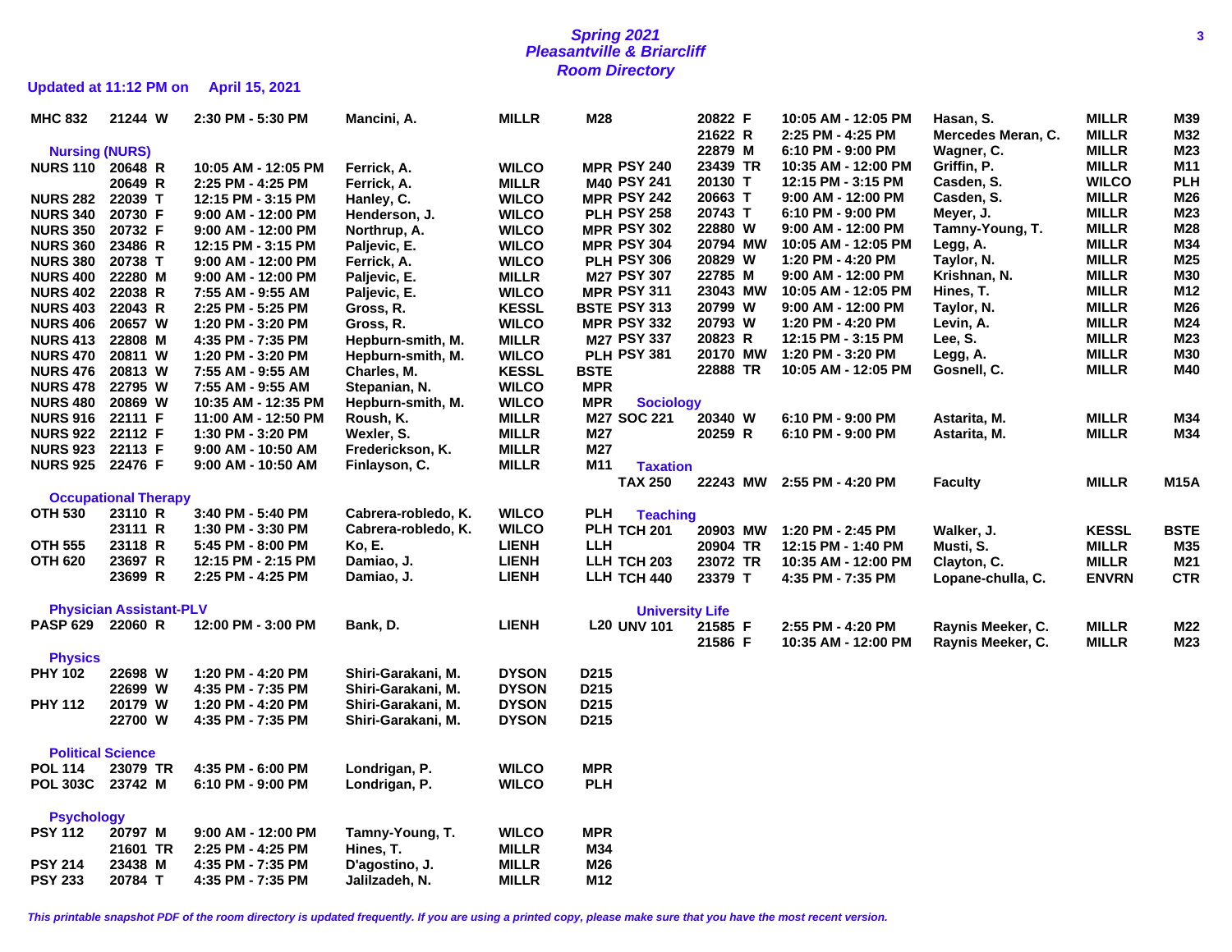## Spring 2021
## Pleasantville & Briarcliff
## Room Directory

**Updated at 11:12 PM on April 15, 2021**

| | | | | | | |
|---|---|---|---|---|---|---|
| MHC 832 | 21244 W | 2:30 PM - 5:30 PM | Mancini, A. | MILLR | M28 | |

### Nursing (NURS)

| | | | | | |
|---|---|---|---|---|---|
| NURS 110 | 20648 R | 10:05 AM - 12:05 PM | Ferrick, A. | WILCO | MPR |
| | 20649 R | 2:25 PM - 4:25 PM | Ferrick, A. | MILLR | M40 |
| NURS 282 | 22039 T | 12:15 PM - 3:15 PM | Hanley, C. | WILCO | MPR |
| NURS 340 | 20730 F | 9:00 AM - 12:00 PM | Henderson, J. | WILCO | PLH |
| NURS 350 | 20732 F | 9:00 AM - 12:00 PM | Northrup, A. | WILCO | MPR |
| NURS 360 | 23486 R | 12:15 PM - 3:15 PM | Paljevic, E. | WILCO | MPR |
| NURS 380 | 20738 T | 9:00 AM - 12:00 PM | Ferrick, A. | WILCO | PLH |
| NURS 400 | 22280 M | 9:00 AM - 12:00 PM | Paljevic, E. | MILLR | M27 |
| NURS 402 | 22038 R | 7:55 AM - 9:55 AM | Paljevic, E. | WILCO | MPR |
| NURS 403 | 22043 R | 2:25 PM - 5:25 PM | Gross, R. | KESSL | BSTE |
| NURS 406 | 20657 W | 1:20 PM - 3:20 PM | Gross, R. | WILCO | MPR |
| NURS 413 | 22808 M | 4:35 PM - 7:35 PM | Hepburn-smith, M. | MILLR | M27 |
| NURS 470 | 20811 W | 1:20 PM - 3:20 PM | Hepburn-smith, M. | WILCO | PLH |
| NURS 476 | 20813 W | 7:55 AM - 9:55 AM | Charles, M. | KESSL | BSTE |
| NURS 478 | 22795 W | 7:55 AM - 9:55 AM | Stepanian, N. | WILCO | MPR |
| NURS 480 | 20869 W | 10:35 AM - 12:35 PM | Hepburn-smith, M. | WILCO | MPR |
| NURS 916 | 22111 F | 11:00 AM - 12:50 PM | Roush, K. | MILLR | M27 |
| NURS 922 | 22112 F | 1:30 PM - 3:20 PM | Wexler, S. | MILLR | M27 |
| NURS 923 | 22113 F | 9:00 AM - 10:50 AM | Frederickson, K. | MILLR | M27 |
| NURS 925 | 22476 F | 9:00 AM - 10:50 AM | Finlayson, C. | MILLR | M11 |

### Occupational Therapy

| | | | | | |
|---|---|---|---|---|---|
| OTH 530 | 23110 R | 3:40 PM - 5:40 PM | Cabrera-robledo, K. | WILCO | PLH |
| | 23111 R | 1:30 PM - 3:30 PM | Cabrera-robledo, K. | WILCO | PLH |
| OTH 555 | 23118 R | 5:45 PM - 8:00 PM | Ko, E. | LIENH | LLH |
| OTH 620 | 23697 R | 12:15 PM - 2:15 PM | Damiao, J. | LIENH | LLH |
| | 23699 R | 2:25 PM - 4:25 PM | Damiao, J. | LIENH | LLH |

### Physician Assistant-PLV

| | | | | | |
|---|---|---|---|---|---|
| PASP 629 | 22060 R | 12:00 PM - 3:00 PM | Bank, D. | LIENH | L20 |

### Physics

| | | | | | |
|---|---|---|---|---|---|
| PHY 102 | 22698 W | 1:20 PM - 4:20 PM | Shiri-Garakani, M. | DYSON | D215 |
| | 22699 W | 4:35 PM - 7:35 PM | Shiri-Garakani, M. | DYSON | D215 |
| PHY 112 | 20179 W | 1:20 PM - 4:20 PM | Shiri-Garakani, M. | DYSON | D215 |
| | 22700 W | 4:35 PM - 7:35 PM | Shiri-Garakani, M. | DYSON | D215 |

### Political Science

| | | | | | |
|---|---|---|---|---|---|
| POL 114 | 23079 TR | 4:35 PM - 6:00 PM | Londrigan, P. | WILCO | MPR |
| POL 303C | 23742 M | 6:10 PM - 9:00 PM | Londrigan, P. | WILCO | PLH |

### Psychology

| | | | | | |
|---|---|---|---|---|---|
| PSY 112 | 20797 M | 9:00 AM - 12:00 PM | Tamny-Young, T. | WILCO | MPR |
| | 21601 TR | 2:25 PM - 4:25 PM | Hines, T. | MILLR | M34 |
| PSY 214 | 23438 M | 4:35 PM - 7:35 PM | D'agostino, J. | MILLR | M26 |
| PSY 233 | 20784 T | 4:35 PM - 7:35 PM | Jalilzadeh, N. | MILLR | M12 |
| | 20822 F | 10:05 AM - 12:05 PM | Hasan, S. | MILLR | M39 |
| | 21622 R | 2:25 PM - 4:25 PM | Mercedes Meran, C. | MILLR | M32 |
| | 22879 M | 6:10 PM - 9:00 PM | Wagner, C. | MILLR | M23 |
| PSY 240 | 23439 TR | 10:35 AM - 12:00 PM | Griffin, P. | MILLR | M11 |
| PSY 241 | 20130 T | 12:15 PM - 3:15 PM | Casden, S. | WILCO | PLH |
| PSY 242 | 20663 T | 9:00 AM - 12:00 PM | Casden, S. | MILLR | M26 |
| PSY 258 | 20743 T | 6:10 PM - 9:00 PM | Meyer, J. | MILLR | M23 |
| PSY 302 | 22880 W | 9:00 AM - 12:00 PM | Tamny-Young, T. | MILLR | M28 |
| PSY 304 | 20794 MW | 10:05 AM - 12:05 PM | Legg, A. | MILLR | M34 |
| PSY 306 | 20829 W | 1:20 PM - 4:20 PM | Taylor, N. | MILLR | M25 |
| PSY 307 | 22785 M | 9:00 AM - 12:00 PM | Krishnan, N. | MILLR | M30 |
| PSY 311 | 23043 MW | 10:05 AM - 12:05 PM | Hines, T. | MILLR | M12 |
| PSY 313 | 20799 W | 9:00 AM - 12:00 PM | Taylor, N. | MILLR | M26 |
| PSY 332 | 20793 W | 1:20 PM - 4:20 PM | Levin, A. | MILLR | M24 |
| PSY 337 | 20823 R | 12:15 PM - 3:15 PM | Lee, S. | MILLR | M23 |
| PSY 381 | 20170 MW | 1:20 PM - 3:20 PM | Legg, A. | MILLR | M30 |
| | 22888 TR | 10:05 AM - 12:05 PM | Gosnell, C. | MILLR | M40 |

### Sociology

| | | | | | |
|---|---|---|---|---|---|
| SOC 221 | 20340 W | 6:10 PM - 9:00 PM | Astarita, M. | MILLR | M34 |
| | 20259 R | 6:10 PM - 9:00 PM | Astarita, M. | MILLR | M34 |

### Taxation

| | | | | | |
|---|---|---|---|---|---|
| TAX 250 | 22243 MW | 2:55 PM - 4:20 PM | Faculty | MILLR | M15A |

### Teaching

| | | | | | |
|---|---|---|---|---|---|
| TCH 201 | 20903 MW | 1:20 PM - 2:45 PM | Walker, J. | KESSL | BSTE |
| | 20904 TR | 12:15 PM - 1:40 PM | Musti, S. | MILLR | M35 |
| TCH 203 | 23072 TR | 10:35 AM - 12:00 PM | Clayton, C. | MILLR | M21 |
| TCH 440 | 23379 T | 4:35 PM - 7:35 PM | Lopane-chulla, C. | ENVRN | CTR |

### University Life

| | | | | | |
|---|---|---|---|---|---|
| UNV 101 | 21585 F | 2:55 PM - 4:20 PM | Raynis Meeker, C. | MILLR | M22 |
| | 21586 F | 10:35 AM - 12:00 PM | Raynis Meeker, C. | MILLR | M23 |

*This printable snapshot PDF of the room directory is updated frequently. If you are using a printed copy, please make sure that you have the most recent version.*